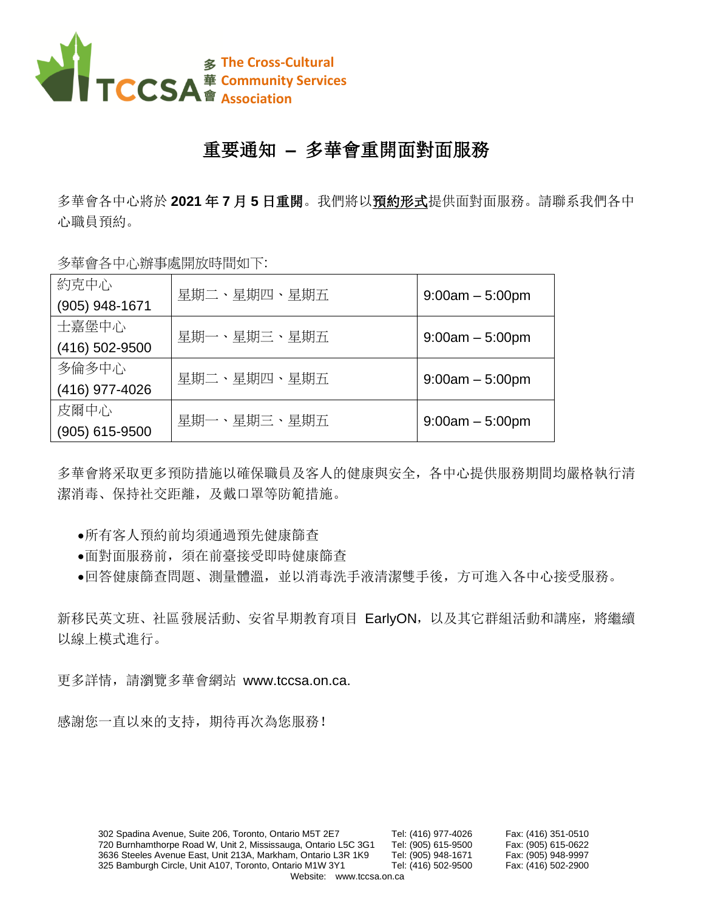多 The Cross-Cultural
華 Community Services
會 Association

TCCSA

# 重要通知 – 多華會重開面對面服務

多華會各中心將於 **2021 年 7 月 5 日重開**。我們將以**預約形式**提供面對面服務。請聯系我們各中心職員預約。

多華會各中心辦事處開放時間如下:

| 中心 | 開放日 | 時間 |
|---|---|---|
| 約克中心 (905) 948-1671 | 星期二、星期四、星期五 | 9:00am – 5:00pm |
| 士嘉堡中心 (416) 502-9500 | 星期一、星期三、星期五 | 9:00am – 5:00pm |
| 多倫多中心 (416) 977-4026 | 星期二、星期四、星期五 | 9:00am – 5:00pm |
| 皮爾中心 (905) 615-9500 | 星期一、星期三、星期五 | 9:00am – 5:00pm |

多華會將采取更多預防措施以確保職員及客人的健康與安全，各中心提供服務期間均嚴格執行清潔消毒、保持社交距離，及戴口罩等防範措施。

- 所有客人預約前均須通過預先健康篩查
- 面對面服務前，須在前臺接受即時健康篩查
- 回答健康篩查問題、測量體溫，並以消毒洗手液清潔雙手後，方可進入各中心接受服務。

新移民英文班、社區發展活動、安省早期教育項目 EarlyON，以及其它群組活動和講座，將繼續以線上模式進行。

更多詳情，請瀏覽多華會網站 www.tccsa.on.ca.

感謝您一直以來的支持，期待再次為您服務!

302 Spadina Avenue, Suite 206, Toronto, Ontario M5T 2E7 Tel: (416) 977-4026 Fax: (416) 351-0510
720 Burnhamthorpe Road W, Unit 2, Mississauga, Ontario L5C 3G1 Tel: (905) 615-9500 Fax: (905) 615-0622
3636 Steeles Avenue East, Unit 213A, Markham, Ontario L3R 1K9 Tel: (905) 948-1671 Fax: (905) 948-9997
325 Bamburgh Circle, Unit A107, Toronto, Ontario M1W 3Y1 Tel: (416) 502-9500 Fax: (416) 502-2900
Website: www.tccsa.on.ca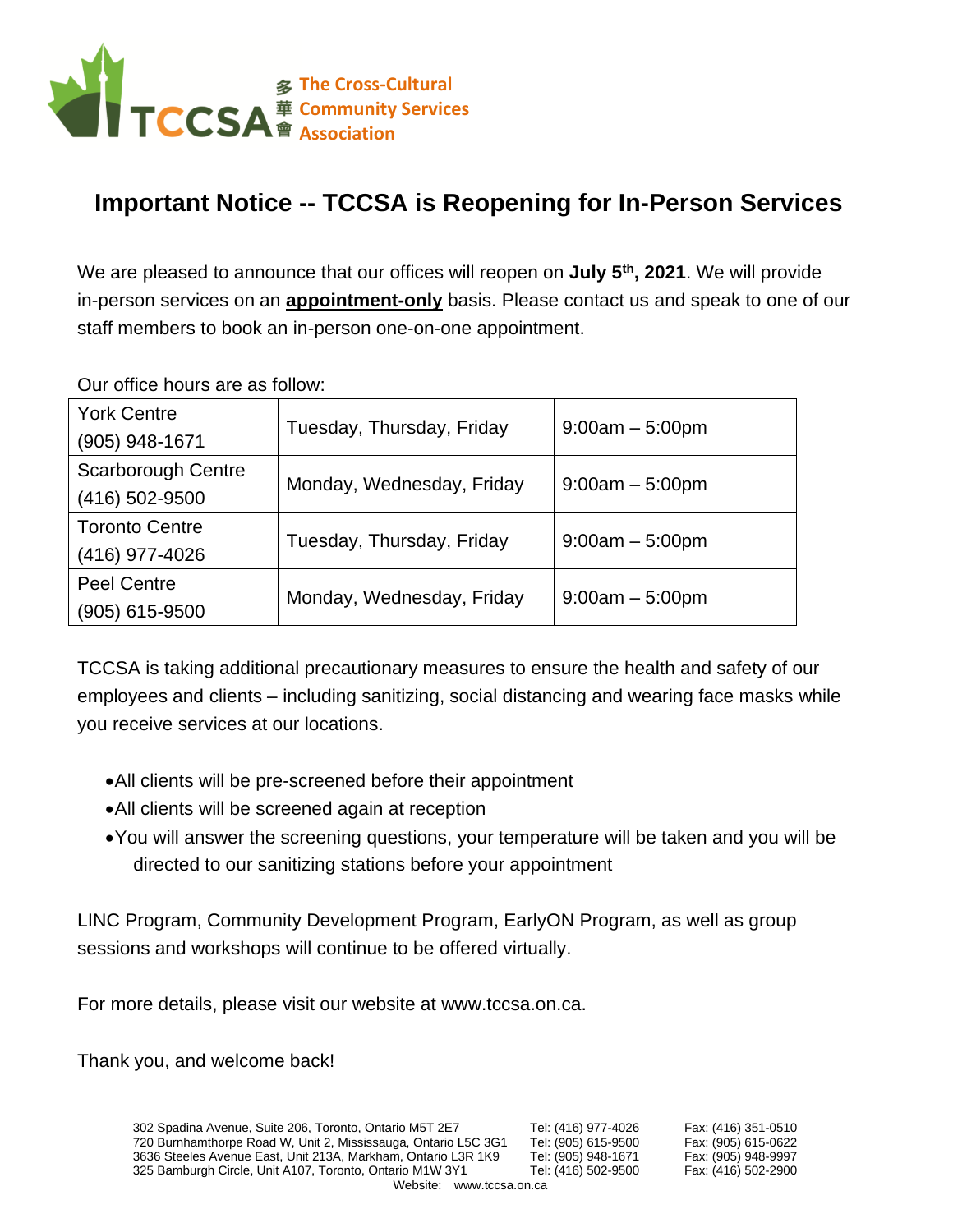多華會 The Cross-Cultural Community Services Association

TCCSA

# Important Notice -- TCCSA is Reopening for In-Person Services

We are pleased to announce that our offices will reopen on **July 5th, 2021**. We will provide in-person services on an **appointment-only** basis. Please contact us and speak to one of our staff members to book an in-person one-on-one appointment.

Our office hours are as follow:

| | | |
|---|---|---|
| York Centre (905) 948-1671 | Tuesday, Thursday, Friday | 9:00am – 5:00pm |
| Scarborough Centre (416) 502-9500 | Monday, Wednesday, Friday | 9:00am – 5:00pm |
| Toronto Centre (416) 977-4026 | Tuesday, Thursday, Friday | 9:00am – 5:00pm |
| Peel Centre (905) 615-9500 | Monday, Wednesday, Friday | 9:00am – 5:00pm |

TCCSA is taking additional precautionary measures to ensure the health and safety of our employees and clients – including sanitizing, social distancing and wearing face masks while you receive services at our locations.

- All clients will be pre-screened before their appointment
- All clients will be screened again at reception
- You will answer the screening questions, your temperature will be taken and you will be directed to our sanitizing stations before your appointment

LINC Program, Community Development Program, EarlyON Program, as well as group sessions and workshops will continue to be offered virtually.

For more details, please visit our website at www.tccsa.on.ca.

Thank you, and welcome back!

| | | |
|---|---|---|
| 302 Spadina Avenue, Suite 206, Toronto, Ontario M5T 2E7 | Tel: (416) 977-4026 | Fax: (416) 351-0510 |
| 720 Burnhamthorpe Road W, Unit 2, Mississauga, Ontario L5C 3G1 | Tel: (905) 615-9500 | Fax: (905) 615-0622 |
| 3636 Steeles Avenue East, Unit 213A, Markham, Ontario L3R 1K9 | Tel: (905) 948-1671 | Fax: (905) 948-9997 |
| 325 Bamburgh Circle, Unit A107, Toronto, Ontario M1W 3Y1 | Tel: (416) 502-9500 | Fax: (416) 502-2900 |

Website: www.tccsa.on.ca